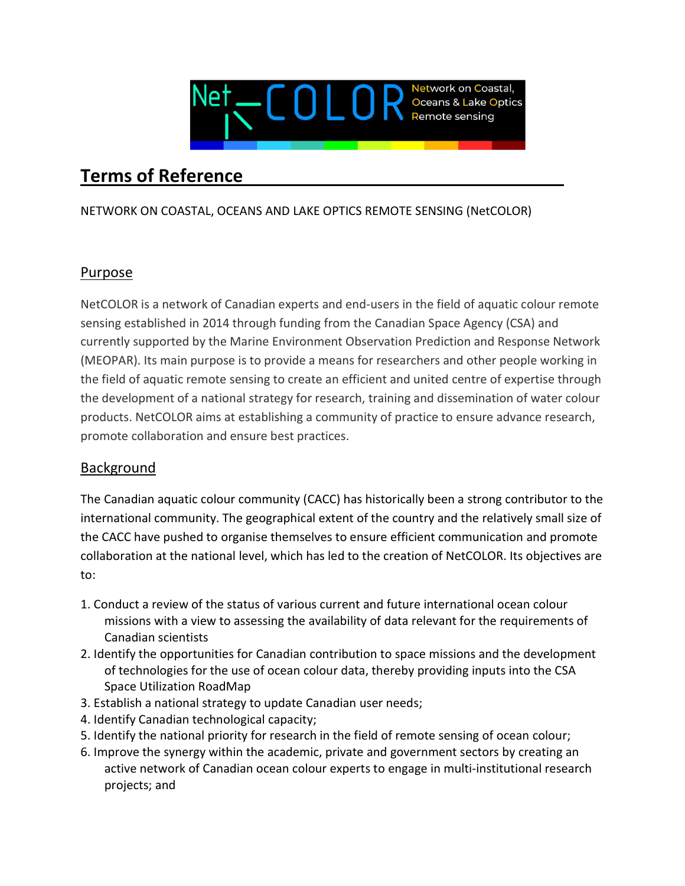# Terms of Reference

NETWORK ON COASTAL, OCEANS AND LAKE OPTICS REMOTE SENSING (NetCOLOR)

## Purpose

NetCOLOR is a network of Canadian experts and end-users in the field of aquatic colour remote sensing established in 2014 through funding from the Canadian Space Agency (CSA) and currently supported by the Marine Environment Observation Prediction and Response Network (MEOPAR). Its main purpose is to provide a means for researchers and other people working in the field of aquatic remote sensing to create an efficient and united centre of expertise through the development of a national strategy for research, training and dissemination of water colour products. NetCOLOR aims at establishing a community of practice to ensure advance research, promote collaboration and ensure best practices.

## Background

The Canadian aquatic colour community (CACC) has historically been a strong contributor to the international community. The geographical extent of the country and the relatively small size of the CACC have pushed to organise themselves to ensure efficient communication and promote collaboration at the national level, which has led to the creation of NetCOLOR. Its objectives are to:

1. Conduct a review of the status of various current and future international ocean colour missions with a view to assessing the availability of data relevant for the requirements of Canadian scientists
2. Identify the opportunities for Canadian contribution to space missions and the development of technologies for the use of ocean colour data, thereby providing inputs into the CSA Space Utilization RoadMap
3. Establish a national strategy to update Canadian user needs;
4. Identify Canadian technological capacity;
5. Identify the national priority for research in the field of remote sensing of ocean colour;
6. Improve the synergy within the academic, private and government sectors by creating an active network of Canadian ocean colour experts to engage in multi-institutional research projects; and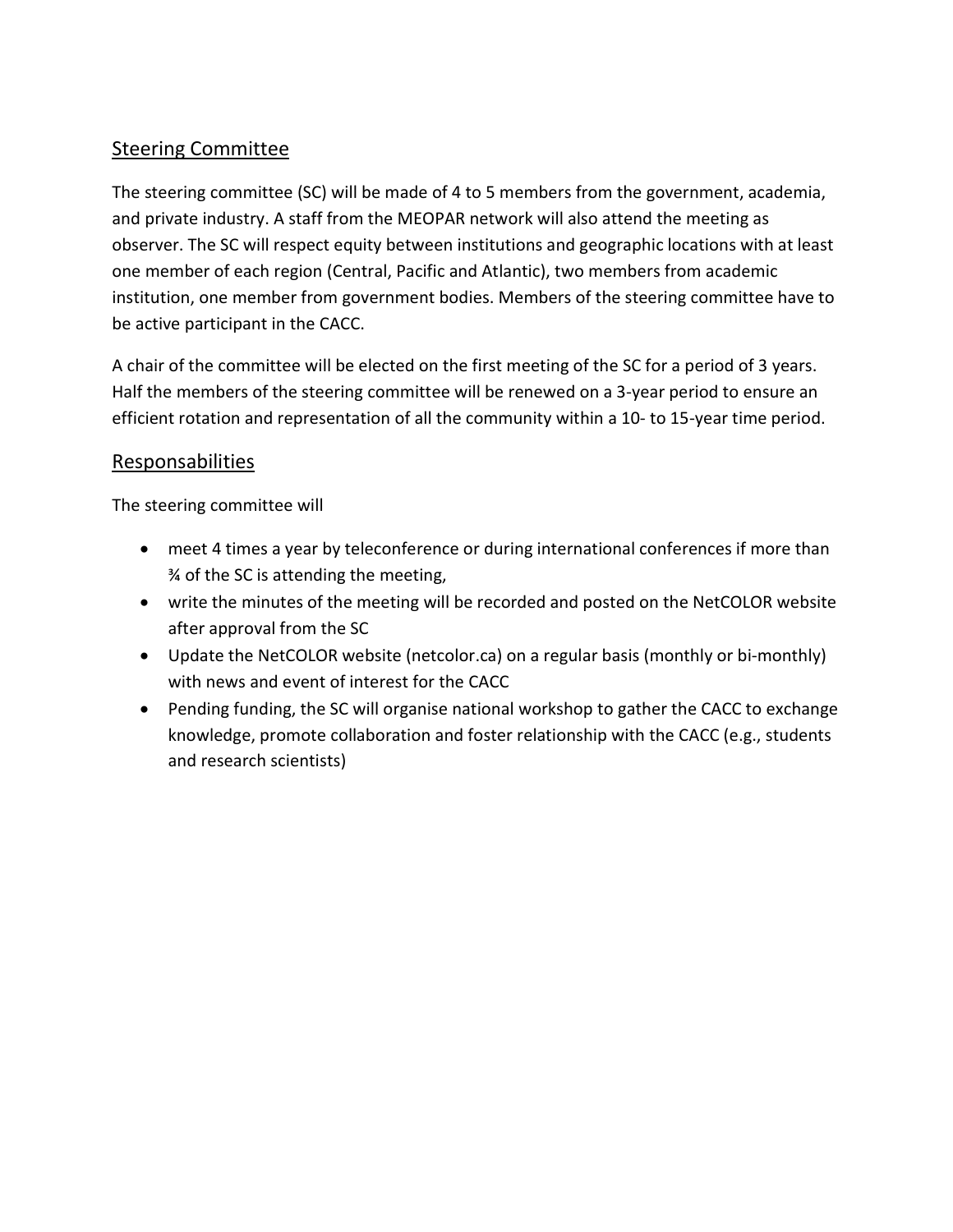## Steering Committee

The steering committee (SC) will be made of 4 to 5 members from the government, academia, and private industry. A staff from the MEOPAR network will also attend the meeting as observer. The SC will respect equity between institutions and geographic locations with at least one member of each region (Central, Pacific and Atlantic), two members from academic institution, one member from government bodies. Members of the steering committee have to be active participant in the CACC.

A chair of the committee will be elected on the first meeting of the SC for a period of 3 years. Half the members of the steering committee will be renewed on a 3-year period to ensure an efficient rotation and representation of all the community within a 10- to 15-year time period.

## Responsabilities

The steering committee will

- meet 4 times a year by teleconference or during international conferences if more than ¾ of the SC is attending the meeting,
- write the minutes of the meeting will be recorded and posted on the NetCOLOR website after approval from the SC
- Update the NetCOLOR website (netcolor.ca) on a regular basis (monthly or bi-monthly) with news and event of interest for the CACC
- Pending funding, the SC will organise national workshop to gather the CACC to exchange knowledge, promote collaboration and foster relationship with the CACC (e.g., students and research scientists)